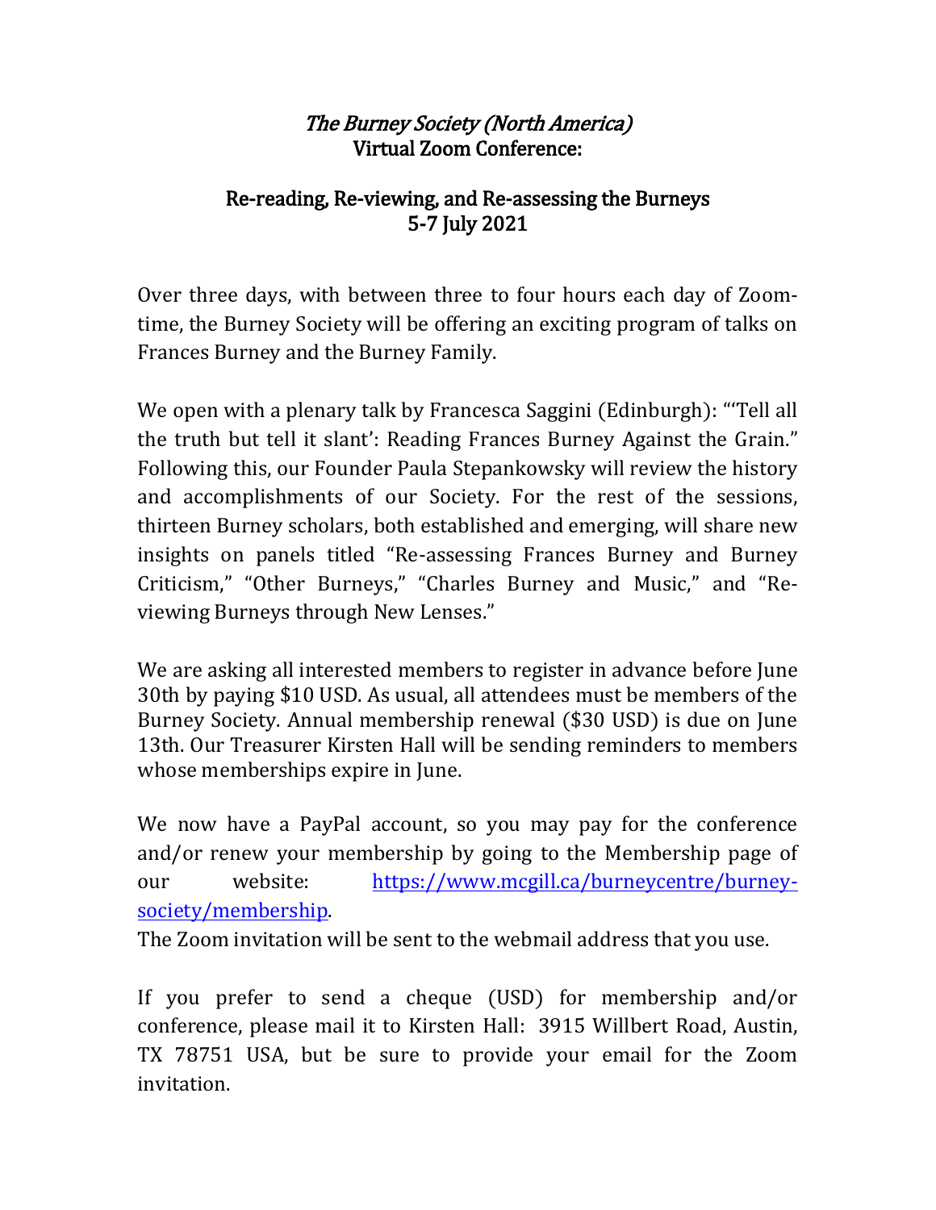# *The Burney Society (North America)*
# Virtual Zoom Conference:

## Re-reading, Re-viewing, and Re-assessing the Burneys
## 5-7 July 2021

Over three days, with between three to four hours each day of Zoom-time, the Burney Society will be offering an exciting program of talks on Frances Burney and the Burney Family.

We open with a plenary talk by Francesca Saggini (Edinburgh): "'Tell all the truth but tell it slant': Reading Frances Burney Against the Grain." Following this, our Founder Paula Stepankowsky will review the history and accomplishments of our Society. For the rest of the sessions, thirteen Burney scholars, both established and emerging, will share new insights on panels titled "Re-assessing Frances Burney and Burney Criticism," "Other Burneys," "Charles Burney and Music," and "Re-viewing Burneys through New Lenses."

We are asking all interested members to register in advance before June 30th by paying $10 USD. As usual, all attendees must be members of the Burney Society. Annual membership renewal ($30 USD) is due on June 13th. Our Treasurer Kirsten Hall will be sending reminders to members whose memberships expire in June.

We now have a PayPal account, so you may pay for the conference and/or renew your membership by going to the Membership page of our website: [https://www.mcgill.ca/burneycentre/burney-society/membership](https://www.mcgill.ca/burneycentre/burney-society/membership).
The Zoom invitation will be sent to the webmail address that you use.

If you prefer to send a cheque (USD) for membership and/or conference, please mail it to Kirsten Hall: 3915 Willbert Road, Austin, TX 78751 USA, but be sure to provide your email for the Zoom invitation.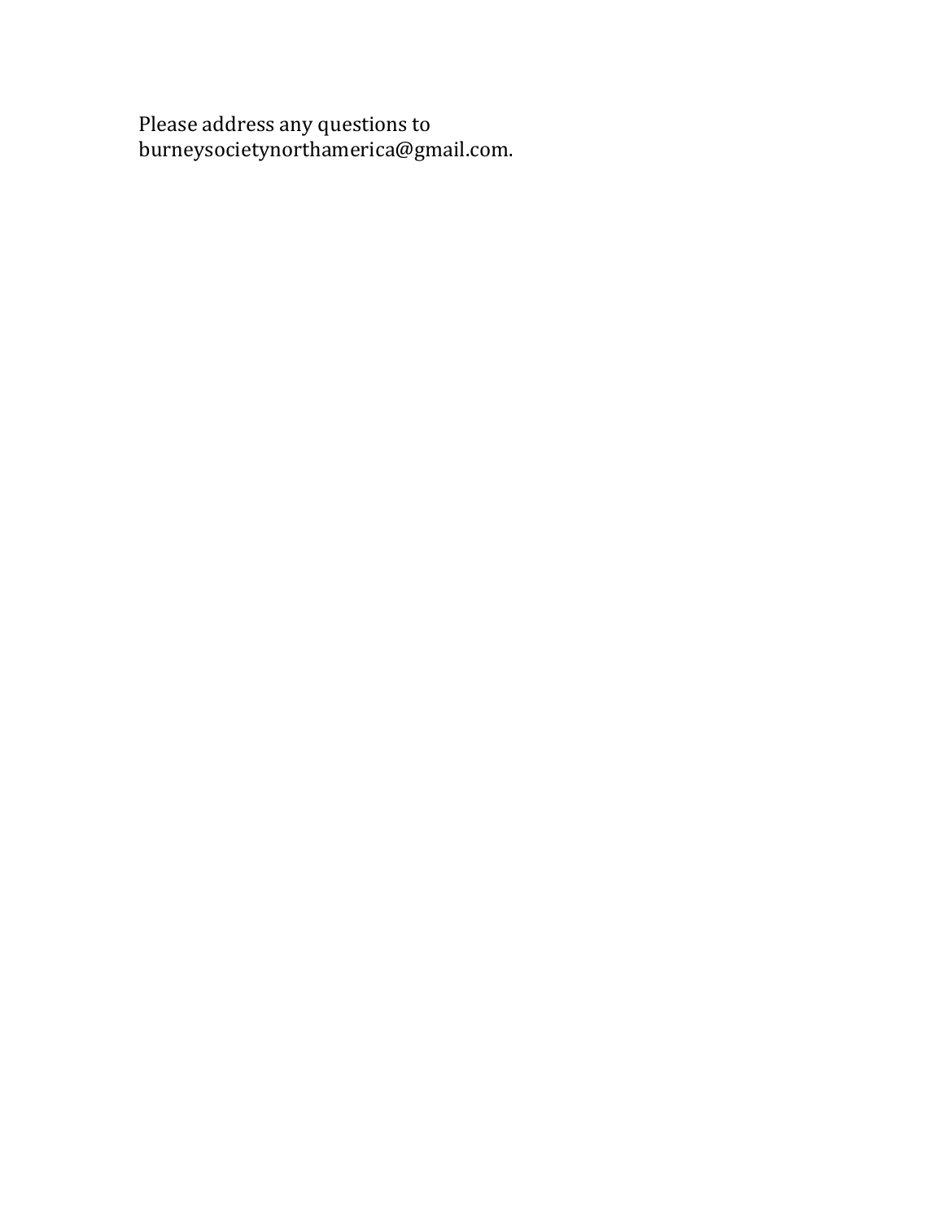Please address any questions to burneysocietynorthamerica@gmail.com.